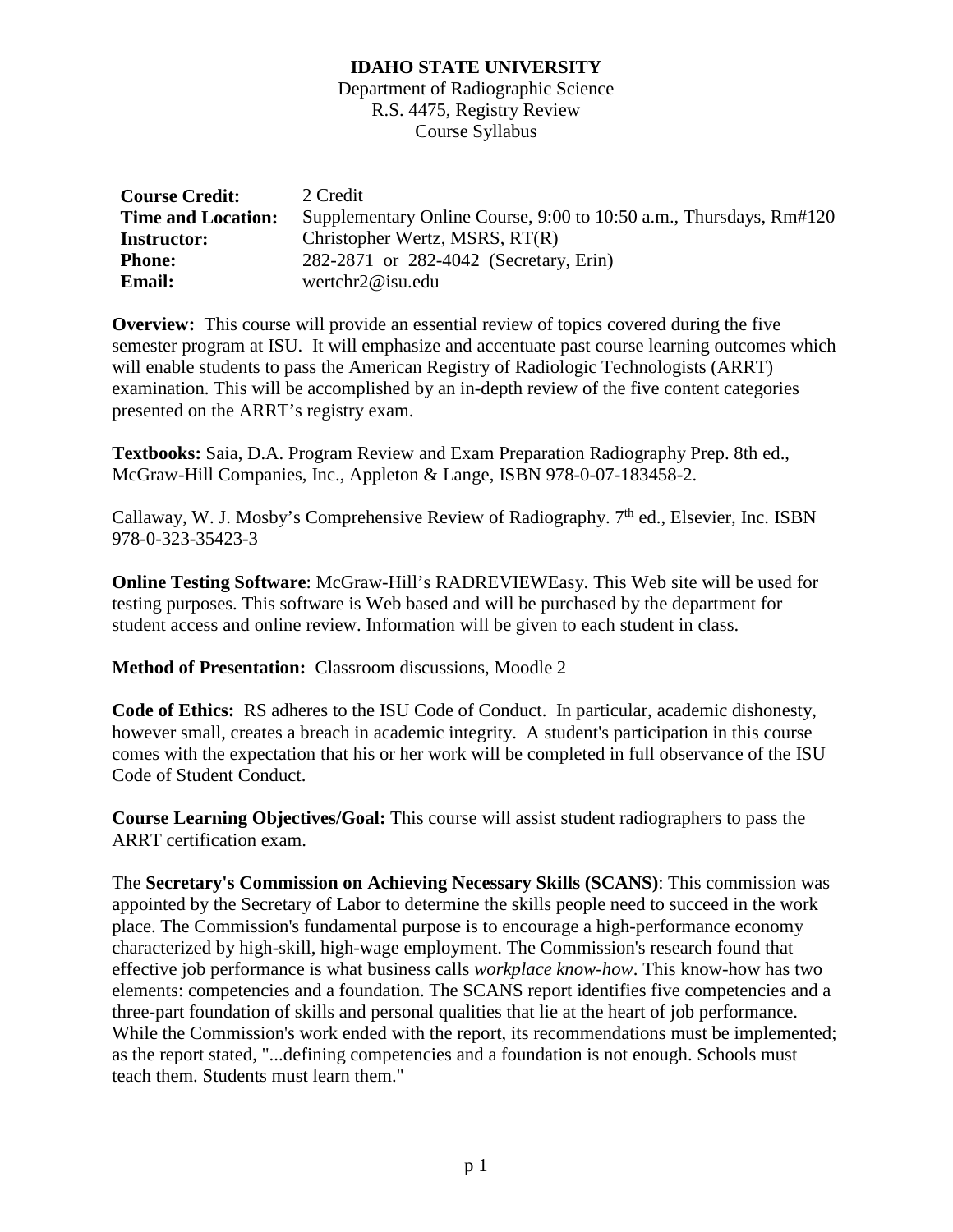**IDAHO STATE UNIVERSITY**

Department of Radiographic Science
R.S. 4475, Registry Review
Course Syllabus

| | |
|---|---|
| **Course Credit:** | 2 Credit |
| **Time and Location:** | Supplementary Online Course, 9:00 to 10:50 a.m., Thursdays, Rm#120 |
| **Instructor:** | Christopher Wertz, MSRS, RT(R) |
| **Phone:** | 282-2871 or 282-4042 (Secretary, Erin) |
| **Email:** | wertchr2@isu.edu |

**Overview:** This course will provide an essential review of topics covered during the five semester program at ISU. It will emphasize and accentuate past course learning outcomes which will enable students to pass the American Registry of Radiologic Technologists (ARRT) examination. This will be accomplished by an in-depth review of the five content categories presented on the ARRT's registry exam.

**Textbooks:** Saia, D.A. Program Review and Exam Preparation Radiography Prep. 8th ed., McGraw-Hill Companies, Inc., Appleton & Lange, ISBN 978-0-07-183458-2.

Callaway, W. J. Mosby's Comprehensive Review of Radiography. 7th ed., Elsevier, Inc. ISBN 978-0-323-35423-3

**Online Testing Software**: McGraw-Hill's RADREVIEWEasy. This Web site will be used for testing purposes. This software is Web based and will be purchased by the department for student access and online review. Information will be given to each student in class.

**Method of Presentation:** Classroom discussions, Moodle 2

**Code of Ethics:** RS adheres to the ISU Code of Conduct. In particular, academic dishonesty, however small, creates a breach in academic integrity. A student's participation in this course comes with the expectation that his or her work will be completed in full observance of the ISU Code of Student Conduct.

**Course Learning Objectives/Goal:** This course will assist student radiographers to pass the ARRT certification exam.

The **Secretary's Commission on Achieving Necessary Skills (SCANS)**: This commission was appointed by the Secretary of Labor to determine the skills people need to succeed in the work place. The Commission's fundamental purpose is to encourage a high-performance economy characterized by high-skill, high-wage employment. The Commission's research found that effective job performance is what business calls *workplace know-how*. This know-how has two elements: competencies and a foundation. The SCANS report identifies five competencies and a three-part foundation of skills and personal qualities that lie at the heart of job performance. While the Commission's work ended with the report, its recommendations must be implemented; as the report stated, "...defining competencies and a foundation is not enough. Schools must teach them. Students must learn them."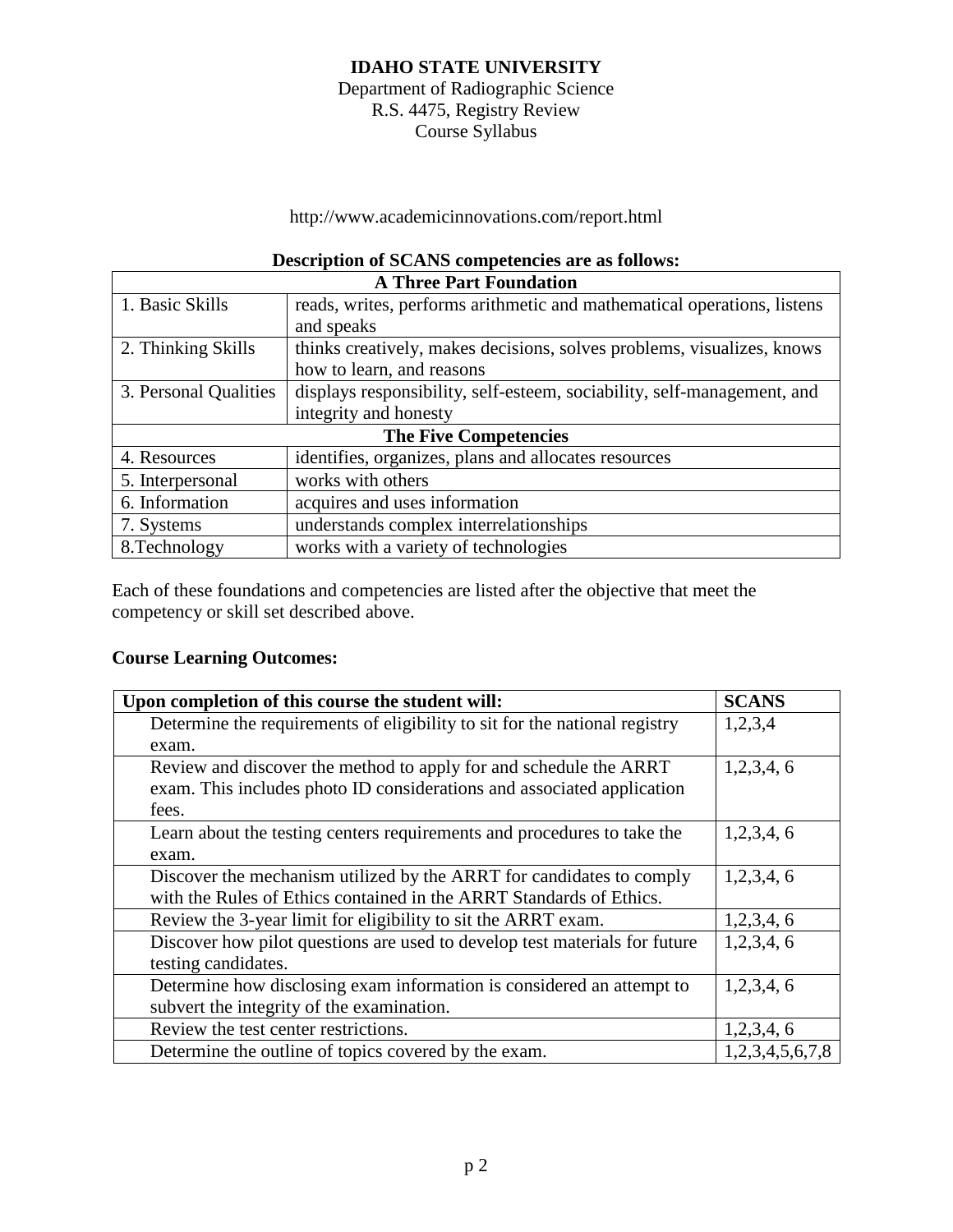**IDAHO STATE UNIVERSITY**
Department of Radiographic Science
R.S. 4475, Registry Review
Course Syllabus

http://www.academicinnovations.com/report.html

**Description of SCANS competencies are as follows:**

| **A Three Part Foundation** | |
|---|---|
| 1. Basic Skills | reads, writes, performs arithmetic and mathematical operations, listens and speaks |
| 2. Thinking Skills | thinks creatively, makes decisions, solves problems, visualizes, knows how to learn, and reasons |
| 3. Personal Qualities | displays responsibility, self-esteem, sociability, self-management, and integrity and honesty |
| **The Five Competencies** | |
| 4. Resources | identifies, organizes, plans and allocates resources |
| 5. Interpersonal | works with others |
| 6. Information | acquires and uses information |
| 7. Systems | understands complex interrelationships |
| 8.Technology | works with a variety of technologies |

Each of these foundations and competencies are listed after the objective that meet the competency or skill set described above.

**Course Learning Outcomes:**

| Upon completion of this course the student will: | SCANS |
|---|---|
| Determine the requirements of eligibility to sit for the national registry exam. | 1,2,3,4 |
| Review and discover the method to apply for and schedule the ARRT exam. This includes photo ID considerations and associated application fees. | 1,2,3,4, 6 |
| Learn about the testing centers requirements and procedures to take the exam. | 1,2,3,4, 6 |
| Discover the mechanism utilized by the ARRT for candidates to comply with the Rules of Ethics contained in the ARRT Standards of Ethics. | 1,2,3,4, 6 |
| Review the 3-year limit for eligibility to sit the ARRT exam. | 1,2,3,4, 6 |
| Discover how pilot questions are used to develop test materials for future testing candidates. | 1,2,3,4, 6 |
| Determine how disclosing exam information is considered an attempt to subvert the integrity of the examination. | 1,2,3,4, 6 |
| Review the test center restrictions. | 1,2,3,4, 6 |
| Determine the outline of topics covered by the exam. | 1,2,3,4,5,6,7,8 |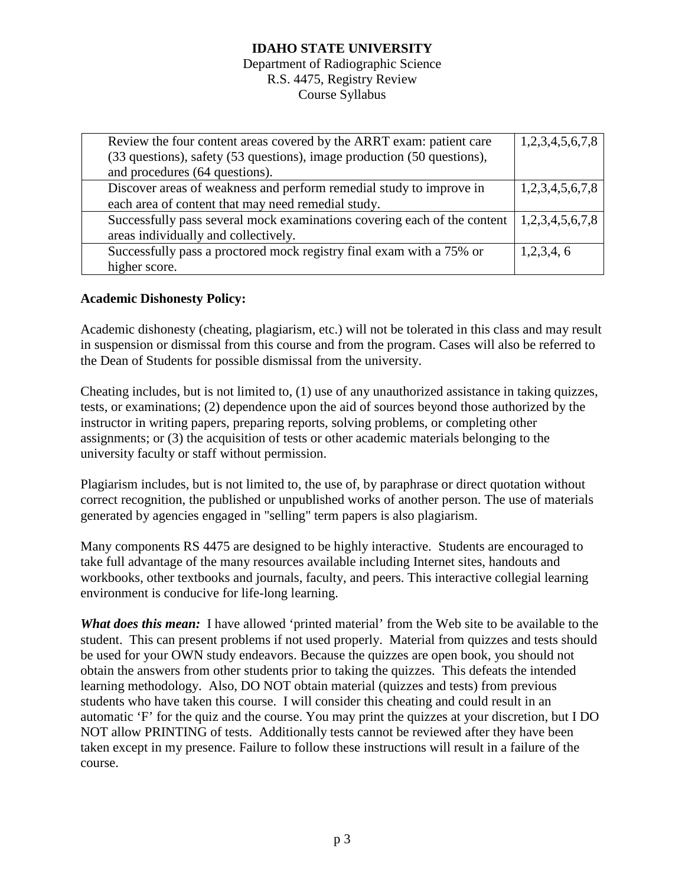| | |
|---|---|
| Review the four content areas covered by the ARRT exam: patient care (33 questions), safety (53 questions), image production (50 questions), and procedures (64 questions). | 1,2,3,4,5,6,7,8 |
| Discover areas of weakness and perform remedial study to improve in each area of content that may need remedial study. | 1,2,3,4,5,6,7,8 |
| Successfully pass several mock examinations covering each of the content areas individually and collectively. | 1,2,3,4,5,6,7,8 |
| Successfully pass a proctored mock registry final exam with a 75% or higher score. | 1,2,3,4, 6 |

**Academic Dishonesty Policy:**

Academic dishonesty (cheating, plagiarism, etc.) will not be tolerated in this class and may result in suspension or dismissal from this course and from the program. Cases will also be referred to the Dean of Students for possible dismissal from the university.

Cheating includes, but is not limited to, (1) use of any unauthorized assistance in taking quizzes, tests, or examinations; (2) dependence upon the aid of sources beyond those authorized by the instructor in writing papers, preparing reports, solving problems, or completing other assignments; or (3) the acquisition of tests or other academic materials belonging to the university faculty or staff without permission.

Plagiarism includes, but is not limited to, the use of, by paraphrase or direct quotation without correct recognition, the published or unpublished works of another person. The use of materials generated by agencies engaged in "selling" term papers is also plagiarism.

Many components RS 4475 are designed to be highly interactive. Students are encouraged to take full advantage of the many resources available including Internet sites, handouts and workbooks, other textbooks and journals, faculty, and peers. This interactive collegial learning environment is conducive for life-long learning.

***What does this mean:*** I have allowed 'printed material' from the Web site to be available to the student. This can present problems if not used properly. Material from quizzes and tests should be used for your OWN study endeavors. Because the quizzes are open book, you should not obtain the answers from other students prior to taking the quizzes. This defeats the intended learning methodology. Also, DO NOT obtain material (quizzes and tests) from previous students who have taken this course. I will consider this cheating and could result in an automatic 'F' for the quiz and the course. You may print the quizzes at your discretion, but I DO NOT allow PRINTING of tests. Additionally tests cannot be reviewed after they have been taken except in my presence. Failure to follow these instructions will result in a failure of the course.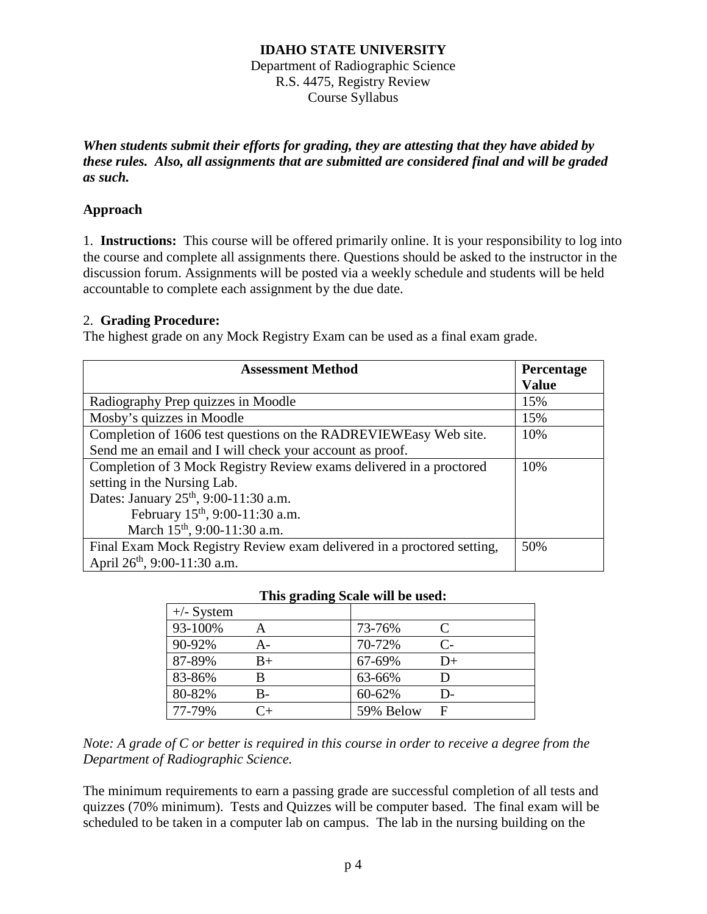**IDAHO STATE UNIVERSITY**
Department of Radiographic Science
R.S. 4475, Registry Review
Course Syllabus

***When students submit their efforts for grading, they are attesting that they have abided by these rules. Also, all assignments that are submitted are considered final and will be graded as such.***

**Approach**

1. **Instructions:** This course will be offered primarily online. It is your responsibility to log into the course and complete all assignments there. Questions should be asked to the instructor in the discussion forum. Assignments will be posted via a weekly schedule and students will be held accountable to complete each assignment by the due date.

2. **Grading Procedure:**
The highest grade on any Mock Registry Exam can be used as a final exam grade.

| Assessment Method | Percentage Value |
|---|---|
| Radiography Prep quizzes in Moodle | 15% |
| Mosby's quizzes in Moodle | 15% |
| Completion of 1606 test questions on the RADREVIEWEasy Web site. Send me an email and I will check your account as proof. | 10% |
| Completion of 3 Mock Registry Review exams delivered in a proctored setting in the Nursing Lab.<br>Dates: January 25th, 9:00-11:30 a.m.<br>February 15th, 9:00-11:30 a.m.<br>March 15th, 9:00-11:30 a.m. | 10% |
| Final Exam Mock Registry Review exam delivered in a proctored setting, April 26th, 9:00-11:30 a.m. | 50% |

**This grading Scale will be used:**

| +/- System | | | |
|---|---|---|---|
| 93-100% | A | 73-76% | C |
| 90-92% | A- | 70-72% | C- |
| 87-89% | B+ | 67-69% | D+ |
| 83-86% | B | 63-66% | D |
| 80-82% | B- | 60-62% | D- |
| 77-79% | C+ | 59% Below | F |

*Note: A grade of C or better is required in this course in order to receive a degree from the Department of Radiographic Science.*

The minimum requirements to earn a passing grade are successful completion of all tests and quizzes (70% minimum). Tests and Quizzes will be computer based. The final exam will be scheduled to be taken in a computer lab on campus. The lab in the nursing building on the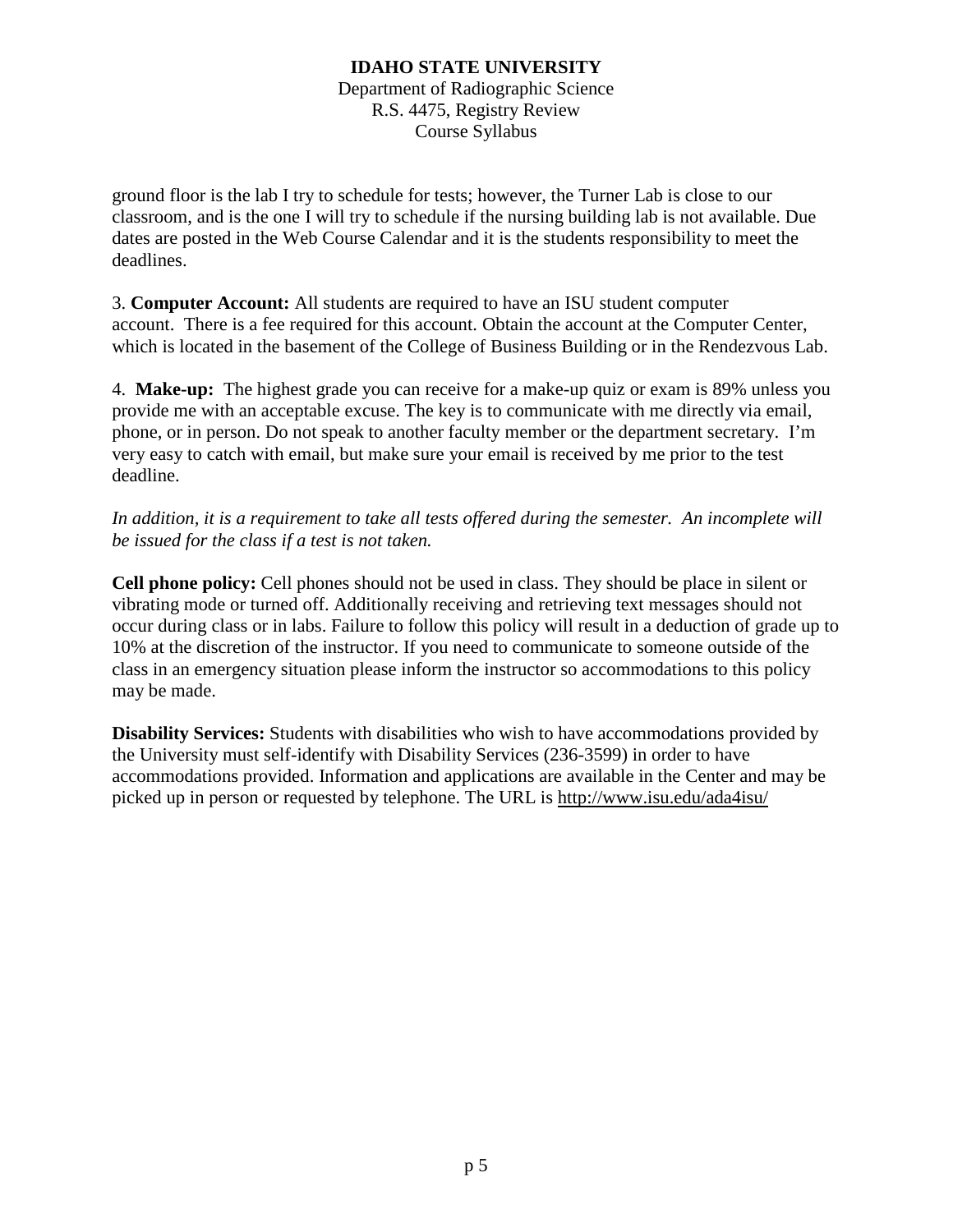ground floor is the lab I try to schedule for tests; however, the Turner Lab is close to our classroom, and is the one I will try to schedule if the nursing building lab is not available. Due dates are posted in the Web Course Calendar and it is the students responsibility to meet the deadlines.

3. **Computer Account:** All students are required to have an ISU student computer account. There is a fee required for this account. Obtain the account at the Computer Center, which is located in the basement of the College of Business Building or in the Rendezvous Lab.

4. **Make-up:** The highest grade you can receive for a make-up quiz or exam is 89% unless you provide me with an acceptable excuse. The key is to communicate with me directly via email, phone, or in person. Do not speak to another faculty member or the department secretary. I'm very easy to catch with email, but make sure your email is received by me prior to the test deadline.

*In addition, it is a requirement to take all tests offered during the semester. An incomplete will be issued for the class if a test is not taken.*

**Cell phone policy:** Cell phones should not be used in class. They should be place in silent or vibrating mode or turned off. Additionally receiving and retrieving text messages should not occur during class or in labs. Failure to follow this policy will result in a deduction of grade up to 10% at the discretion of the instructor. If you need to communicate to someone outside of the class in an emergency situation please inform the instructor so accommodations to this policy may be made.

**Disability Services:** Students with disabilities who wish to have accommodations provided by the University must self-identify with Disability Services (236-3599) in order to have accommodations provided. Information and applications are available in the Center and may be picked up in person or requested by telephone. The URL is http://www.isu.edu/ada4isu/